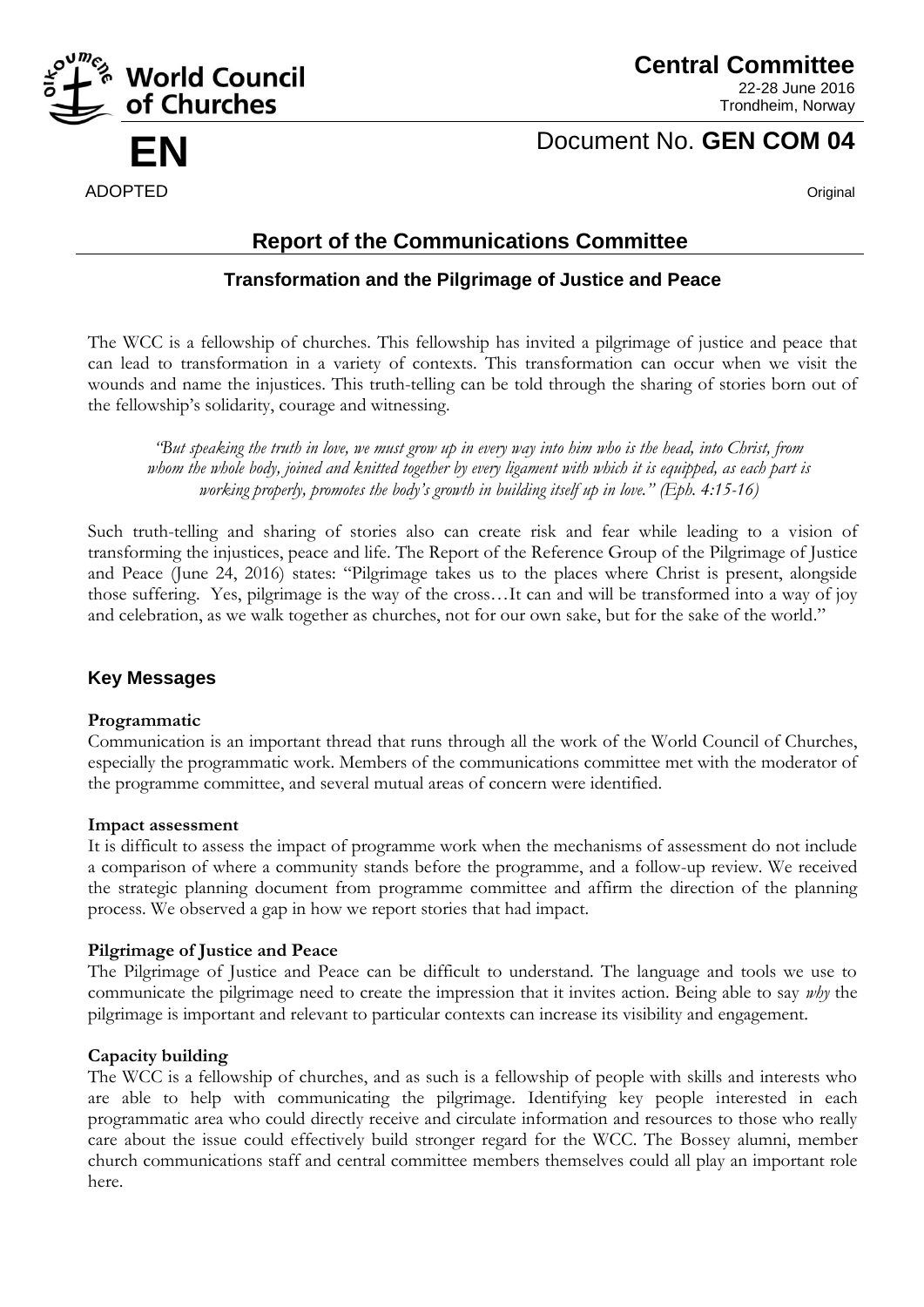World Council of Churches

**Central Committee**

22-28 June 2016
Trondheim, Norway

**EN**

Document No. **GEN COM 04**

ADOPTED

Original

# Report of the Communications Committee

## Transformation and the Pilgrimage of Justice and Peace

The WCC is a fellowship of churches. This fellowship has invited a pilgrimage of justice and peace that can lead to transformation in a variety of contexts. This transformation can occur when we visit the wounds and name the injustices. This truth-telling can be told through the sharing of stories born out of the fellowship's solidarity, courage and witnessing.

> *"But speaking the truth in love, we must grow up in every way into him who is the head, into Christ, from whom the whole body, joined and knitted together by every ligament with which it is equipped, as each part is working properly, promotes the body's growth in building itself up in love." (Eph. 4:15-16)*

Such truth-telling and sharing of stories also can create risk and fear while leading to a vision of transforming the injustices, peace and life. The Report of the Reference Group of the Pilgrimage of Justice and Peace (June 24, 2016) states: "Pilgrimage takes us to the places where Christ is present, alongside those suffering. Yes, pilgrimage is the way of the cross…It can and will be transformed into a way of joy and celebration, as we walk together as churches, not for our own sake, but for the sake of the world."

### Key Messages

**Programmatic**
Communication is an important thread that runs through all the work of the World Council of Churches, especially the programmatic work. Members of the communications committee met with the moderator of the programme committee, and several mutual areas of concern were identified.

**Impact assessment**
It is difficult to assess the impact of programme work when the mechanisms of assessment do not include a comparison of where a community stands before the programme, and a follow-up review. We received the strategic planning document from programme committee and affirm the direction of the planning process. We observed a gap in how we report stories that had impact.

**Pilgrimage of Justice and Peace**
The Pilgrimage of Justice and Peace can be difficult to understand. The language and tools we use to communicate the pilgrimage need to create the impression that it invites action. Being able to say *why* the pilgrimage is important and relevant to particular contexts can increase its visibility and engagement.

**Capacity building**
The WCC is a fellowship of churches, and as such is a fellowship of people with skills and interests who are able to help with communicating the pilgrimage. Identifying key people interested in each programmatic area who could directly receive and circulate information and resources to those who really care about the issue could effectively build stronger regard for the WCC. The Bossey alumni, member church communications staff and central committee members themselves could all play an important role here.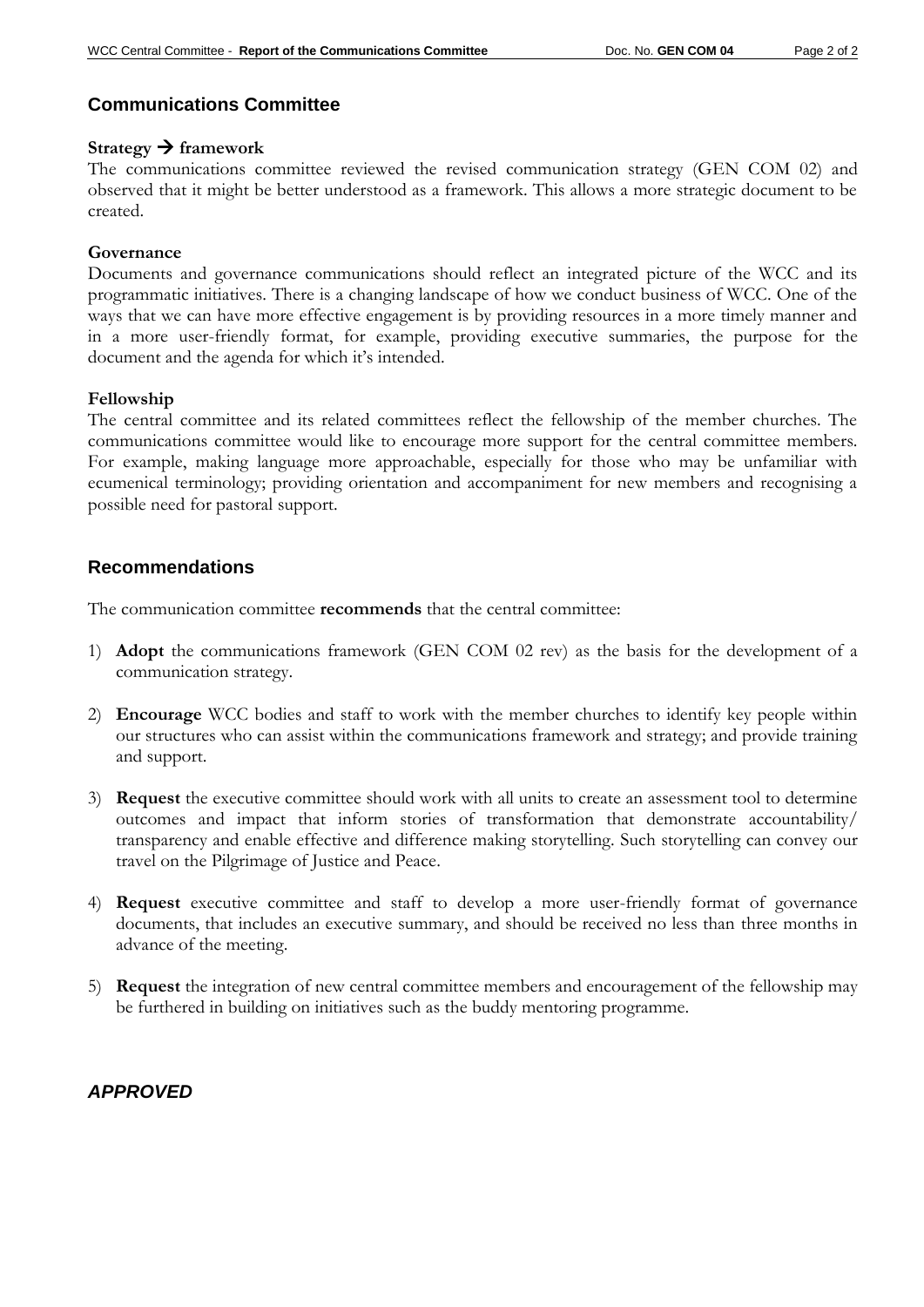## Communications Committee

**Strategy → framework**

The communications committee reviewed the revised communication strategy (GEN COM 02) and observed that it might be better understood as a framework. This allows a more strategic document to be created.

**Governance**

Documents and governance communications should reflect an integrated picture of the WCC and its programmatic initiatives. There is a changing landscape of how we conduct business of WCC. One of the ways that we can have more effective engagement is by providing resources in a more timely manner and in a more user-friendly format, for example, providing executive summaries, the purpose for the document and the agenda for which it's intended.

**Fellowship**

The central committee and its related committees reflect the fellowship of the member churches. The communications committee would like to encourage more support for the central committee members. For example, making language more approachable, especially for those who may be unfamiliar with ecumenical terminology; providing orientation and accompaniment for new members and recognising a possible need for pastoral support.

## Recommendations

The communication committee **recommends** that the central committee:

1) **Adopt** the communications framework (GEN COM 02 rev) as the basis for the development of a communication strategy.

2) **Encourage** WCC bodies and staff to work with the member churches to identify key people within our structures who can assist within the communications framework and strategy; and provide training and support.

3) **Request** the executive committee should work with all units to create an assessment tool to determine outcomes and impact that inform stories of transformation that demonstrate accountability/ transparency and enable effective and difference making storytelling. Such storytelling can convey our travel on the Pilgrimage of Justice and Peace.

4) **Request** executive committee and staff to develop a more user-friendly format of governance documents, that includes an executive summary, and should be received no less than three months in advance of the meeting.

5) **Request** the integration of new central committee members and encouragement of the fellowship may be furthered in building on initiatives such as the buddy mentoring programme.

***APPROVED***